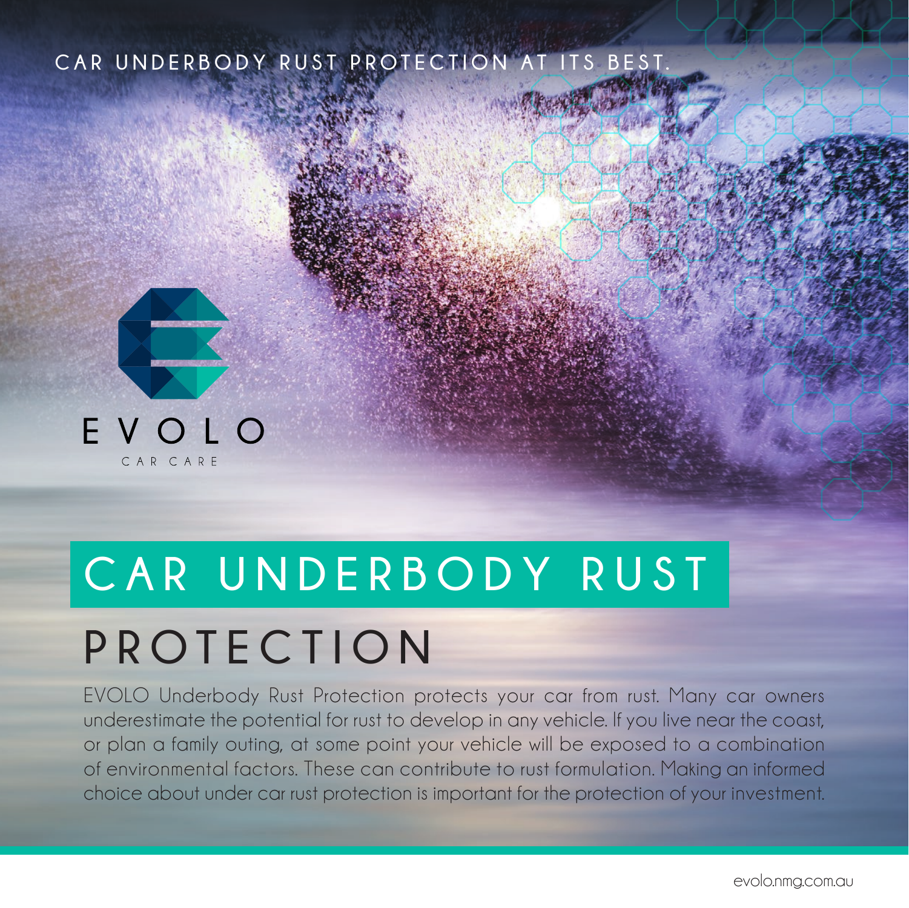CAR UNDERBODY RUST PROTECTION AT ITS BEST.

EVOLO

CAR CARE

# CAR UNDERBODY RUST PROTECTION

EVOLO Underbody Rust Protection protects your car from rust. Many car owners underestimate the potential for rust to develop in any vehicle. If you live near the coast, or plan a family outing, at some point your vehicle will be exposed to a combination of environmental factors. These can contribute to rust formulation. Making an informed choice about under car rust protection is important for the protection of your investment.

evolo.nmg.com.au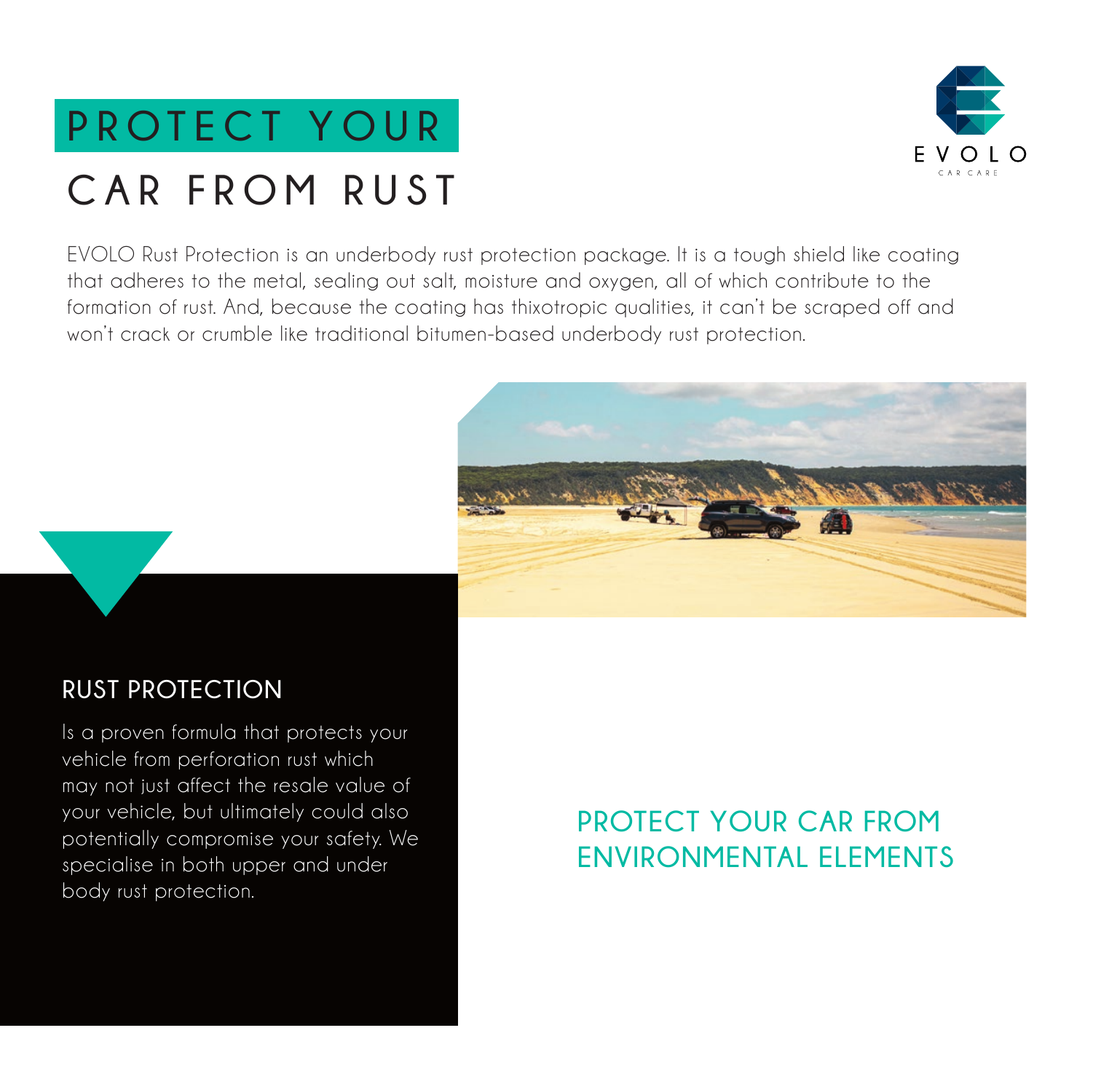# PROTECT YOUR CAR FROM RUST

EVOLO CAR CARE

EVOLO Rust Protection is an underbody rust protection package. It is a tough shield like coating that adheres to the metal, sealing out salt, moisture and oxygen, all of which contribute to the formation of rust. And, because the coating has thixotropic qualities, it can't be scraped off and won't crack or crumble like traditional bitumen-based underbody rust protection.

## RUST PROTECTION

Is a proven formula that protects your vehicle from perforation rust which may not just affect the resale value of your vehicle, but ultimately could also potentially compromise your safety. We specialise in both upper and under body rust protection.

## PROTECT YOUR CAR FROM ENVIRONMENTAL ELEMENTS